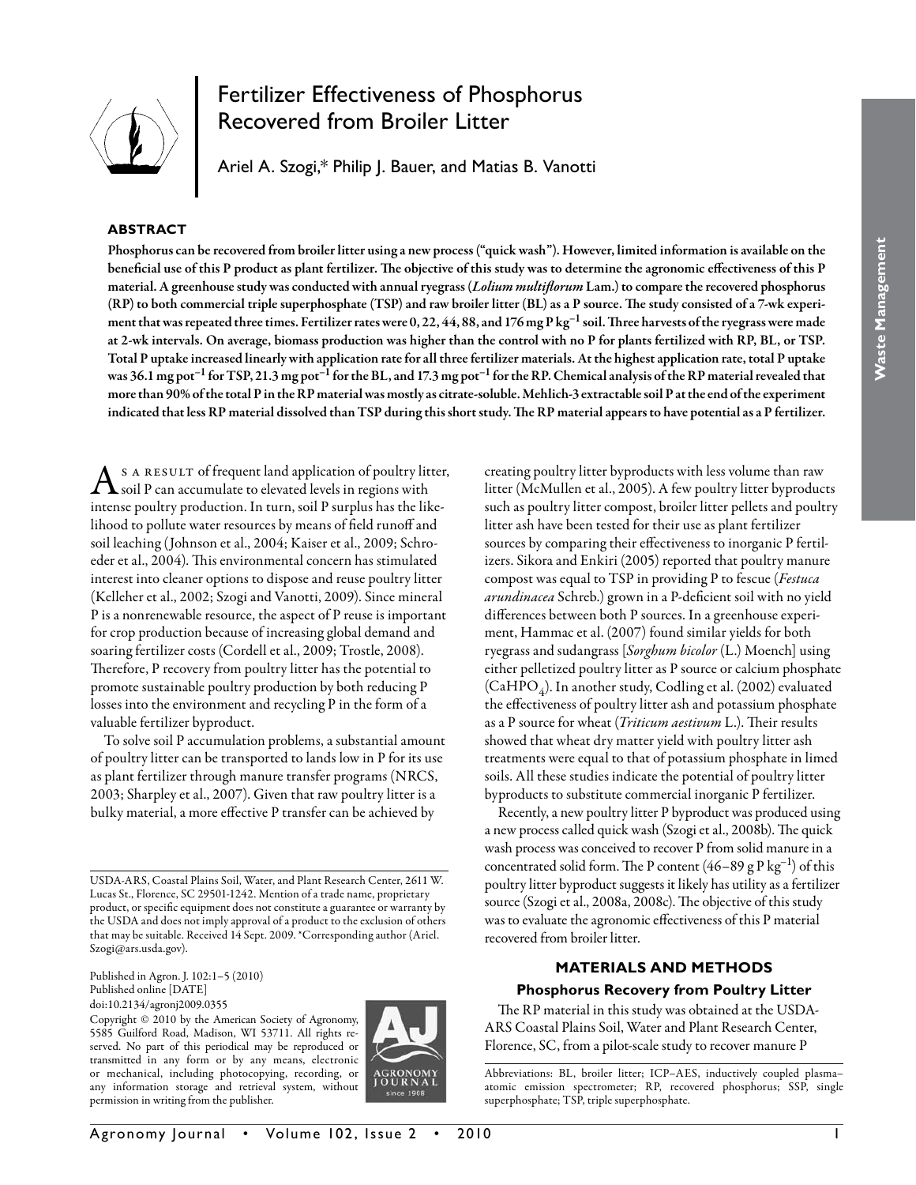# Fertilizer Effectiveness of Phosphorus Recovered from Broiler Litter

Ariel A. Szogi,* Philip J. Bauer, and Matias B. Vanotti

## ABSTRACT

**Phosphorus can be recovered from broiler litter using a new process ("quick wash"). However, limited information is available on the beneficial use of this P product as plant fertilizer. The objective of this study was to determine the agronomic effectiveness of this P material. A greenhouse study was conducted with annual ryegrass (*Lolium multiflorum* Lam.) to compare the recovered phosphorus (RP) to both commercial triple superphosphate (TSP) and raw broiler litter (BL) as a P source. The study consisted of a 7-wk experiment that was repeated three times. Fertilizer rates were 0, 22, 44, 88, and 176 mg P kg$^{-1}$ soil. Three harvests of the ryegrass were made at 2-wk intervals. On average, biomass production was higher than the control with no P for plants fertilized with RP, BL, or TSP. Total P uptake increased linearly with application rate for all three fertilizer materials. At the highest application rate, total P uptake was 36.1 mg pot$^{-1}$ for TSP, 21.3 mg pot$^{-1}$ for the BL, and 17.3 mg pot$^{-1}$ for the RP. Chemical analysis of the RP material revealed that more than 90% of the total P in the RP material was mostly citrate-soluble. Mehlich-3 extractable soil P at the end of the experiment indicated that less RP material dissolved than TSP during this short study. The RP material appears to have potential as a P fertilizer.**

As a result of frequent land application of poultry litter, soil P can accumulate to elevated levels in regions with intense poultry production. In turn, soil P surplus has the likelihood to pollute water resources by means of field runoff and soil leaching (Johnson et al., 2004; Kaiser et al., 2009; Schroeder et al., 2004). This environmental concern has stimulated interest into cleaner options to dispose and reuse poultry litter (Kelleher et al., 2002; Szogi and Vanotti, 2009). Since mineral P is a nonrenewable resource, the aspect of P reuse is important for crop production because of increasing global demand and soaring fertilizer costs (Cordell et al., 2009; Trostle, 2008). Therefore, P recovery from poultry litter has the potential to promote sustainable poultry production by both reducing P losses into the environment and recycling P in the form of a valuable fertilizer byproduct.

To solve soil P accumulation problems, a substantial amount of poultry litter can be transported to lands low in P for its use as plant fertilizer through manure transfer programs (NRCS, 2003; Sharpley et al., 2007). Given that raw poultry litter is a bulky material, a more effective P transfer can be achieved by creating poultry litter byproducts with less volume than raw litter (McMullen et al., 2005). A few poultry litter byproducts such as poultry litter compost, broiler litter pellets and poultry litter ash have been tested for their use as plant fertilizer sources by comparing their effectiveness to inorganic P fertilizers. Sikora and Enkiri (2005) reported that poultry manure compost was equal to TSP in providing P to fescue (*Festuca arundinacea* Schreb.) grown in a P-deficient soil with no yield differences between both P sources. In a greenhouse experiment, Hammac et al. (2007) found similar yields for both ryegrass and sudangrass [*Sorghum bicolor* (L.) Moench] using either pelletized poultry litter as P source or calcium phosphate ($CaHPO_4$). In another study, Codling et al. (2002) evaluated the effectiveness of poultry litter ash and potassium phosphate as a P source for wheat (*Triticum aestivum* L.). Their results showed that wheat dry matter yield with poultry litter ash treatments were equal to that of potassium phosphate in limed soils. All these studies indicate the potential of poultry litter byproducts to substitute commercial inorganic P fertilizer.

Recently, a new poultry litter P byproduct was produced using a new process called quick wash (Szogi et al., 2008b). The quick wash process was conceived to recover P from solid manure in a concentrated solid form. The P content (46–89 g P kg$^{-1}$) of this poultry litter byproduct suggests it likely has utility as a fertilizer source (Szogi et al., 2008a, 2008c). The objective of this study was to evaluate the agronomic effectiveness of this P material recovered from broiler litter.

## MATERIALS AND METHODS

### Phosphorus Recovery from Poultry Litter

The RP material in this study was obtained at the USDA-ARS Coastal Plains Soil, Water and Plant Research Center, Florence, SC, from a pilot-scale study to recover manure P

USDA-ARS, Coastal Plains Soil, Water, and Plant Research Center, 2611 W. Lucas St., Florence, SC 29501-1242. Mention of a trade name, proprietary product, or specific equipment does not constitute a guarantee or warranty by the USDA and does not imply approval of a product to the exclusion of others that may be suitable. Received 14 Sept. 2009. *Corresponding author (Ariel.Szogi@ars.usda.gov).

Published in Agron. J. 102:1–5 (2010)
Published online [DATE]
doi:10.2134/agronj2009.0355
Copyright © 2010 by the American Society of Agronomy, 5585 Guilford Road, Madison, WI 53711. All rights reserved. No part of this periodical may be reproduced or transmitted in any form or by any means, electronic or mechanical, including photocopying, recording, or any information storage and retrieval system, without permission in writing from the publisher.

Abbreviations: BL, broiler litter; ICP–AES, inductively coupled plasma–atomic emission spectrometer; RP, recovered phosphorus; SSP, single superphosphate; TSP, triple superphosphate.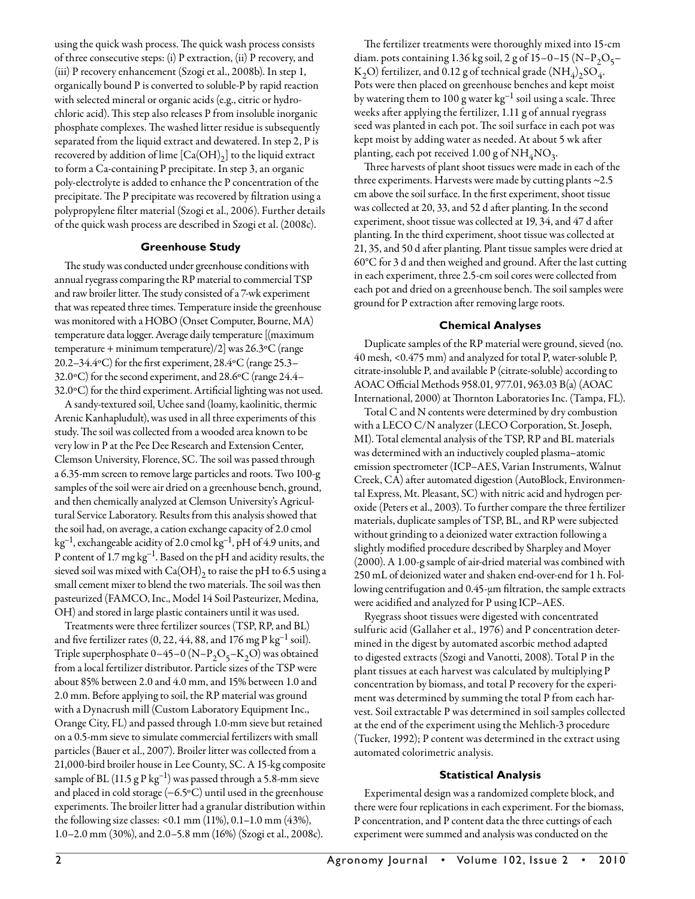using the quick wash process. The quick wash process consists of three consecutive steps: (i) P extraction, (ii) P recovery, and (iii) P recovery enhancement (Szogi et al., 2008b). In step 1, organically bound P is converted to soluble-P by rapid reaction with selected mineral or organic acids (e.g., citric or hydrochloric acid). This step also releases P from insoluble inorganic phosphate complexes. The washed litter residue is subsequently separated from the liquid extract and dewatered. In step 2, P is recovered by addition of lime [$Ca(OH)_2$] to the liquid extract to form a Ca-containing P precipitate. In step 3, an organic poly-electrolyte is added to enhance the P concentration of the precipitate. The P precipitate was recovered by filtration using a polypropylene filter material (Szogi et al., 2006). Further details of the quick wash process are described in Szogi et al. (2008c).

### Greenhouse Study

The study was conducted under greenhouse conditions with annual ryegrass comparing the RP material to commercial TSP and raw broiler litter. The study consisted of a 7-wk experiment that was repeated three times. Temperature inside the greenhouse was monitored with a HOBO (Onset Computer, Bourne, MA) temperature data logger. Average daily temperature [(maximum temperature + minimum temperature)/2] was 26.3°C (range 20.2–34.4°C) for the first experiment, 28.4°C (range 25.3–32.0°C) for the second experiment, and 28.6°C (range 24.4–32.0°C) for the third experiment. Artificial lighting was not used.

A sandy-textured soil, Uchee sand (loamy, kaolinitic, thermic Arenic Kanhapludult), was used in all three experiments of this study. The soil was collected from a wooded area known to be very low in P at the Pee Dee Research and Extension Center, Clemson University, Florence, SC. The soil was passed through a 6.35-mm screen to remove large particles and roots. Two 100-g samples of the soil were air dried on a greenhouse bench, ground, and then chemically analyzed at Clemson University's Agricultural Service Laboratory. Results from this analysis showed that the soil had, on average, a cation exchange capacity of 2.0 cmol $kg^{-1}$, exchangeable acidity of 2.0 cmol $kg^{-1}$, pH of 4.9 units, and P content of 1.7 mg $kg^{-1}$. Based on the pH and acidity results, the sieved soil was mixed with $Ca(OH)_2$ to raise the pH to 6.5 using a small cement mixer to blend the two materials. The soil was then pasteurized (FAMCO, Inc., Model 14 Soil Pasteurizer, Medina, OH) and stored in large plastic containers until it was used.

Treatments were three fertilizer sources (TSP, RP, and BL) and five fertilizer rates (0, 22, 44, 88, and 176 mg P $kg^{-1}$ soil). Triple superphosphate 0–45–0 ($N–P_2O_5–K_2O$) was obtained from a local fertilizer distributor. Particle sizes of the TSP were about 85% between 2.0 and 4.0 mm, and 15% between 1.0 and 2.0 mm. Before applying to soil, the RP material was ground with a Dynacrush mill (Custom Laboratory Equipment Inc., Orange City, FL) and passed through 1.0-mm sieve but retained on a 0.5-mm sieve to simulate commercial fertilizers with small particles (Bauer et al., 2007). Broiler litter was collected from a 21,000-bird broiler house in Lee County, SC. A 15-kg composite sample of BL (11.5 g P $kg^{-1}$) was passed through a 5.8-mm sieve and placed in cold storage (−6.5°C) until used in the greenhouse experiments. The broiler litter had a granular distribution within the following size classes: <0.1 mm (11%), 0.1–1.0 mm (43%), 1.0–2.0 mm (30%), and 2.0–5.8 mm (16%) (Szogi et al., 2008c).

The fertilizer treatments were thoroughly mixed into 15-cm diam. pots containing 1.36 kg soil, 2 g of 15–0–15 ($N–P_2O_5–K_2O$) fertilizer, and 0.12 g of technical grade $(NH_4)_2SO_4$. Pots were then placed on greenhouse benches and kept moist by watering them to 100 g water $kg^{-1}$ soil using a scale. Three weeks after applying the fertilizer, 1.11 g of annual ryegrass seed was planted in each pot. The soil surface in each pot was kept moist by adding water as needed. At about 5 wk after planting, each pot received 1.00 g of $NH_4NO_3$.

Three harvests of plant shoot tissues were made in each of the three experiments. Harvests were made by cutting plants ~2.5 cm above the soil surface. In the first experiment, shoot tissue was collected at 20, 33, and 52 d after planting. In the second experiment, shoot tissue was collected at 19, 34, and 47 d after planting. In the third experiment, shoot tissue was collected at 21, 35, and 50 d after planting. Plant tissue samples were dried at 60°C for 3 d and then weighed and ground. After the last cutting in each experiment, three 2.5-cm soil cores were collected from each pot and dried on a greenhouse bench. The soil samples were ground for P extraction after removing large roots.

### Chemical Analyses

Duplicate samples of the RP material were ground, sieved (no. 40 mesh, <0.475 mm) and analyzed for total P, water-soluble P, citrate-insoluble P, and available P (citrate-soluble) according to AOAC Official Methods 958.01, 977.01, 963.03 B(a) (AOAC International, 2000) at Thornton Laboratories Inc. (Tampa, FL).

Total C and N contents were determined by dry combustion with a LECO C/N analyzer (LECO Corporation, St. Joseph, MI). Total elemental analysis of the TSP, RP and BL materials was determined with an inductively coupled plasma–atomic emission spectrometer (ICP–AES, Varian Instruments, Walnut Creek, CA) after automated digestion (AutoBlock, Environmental Express, Mt. Pleasant, SC) with nitric acid and hydrogen peroxide (Peters et al., 2003). To further compare the three fertilizer materials, duplicate samples of TSP, BL, and RP were subjected without grinding to a deionized water extraction following a slightly modified procedure described by Sharpley and Moyer (2000). A 1.00-g sample of air-dried material was combined with 250 mL of deionized water and shaken end-over-end for 1 h. Following centrifugation and 0.45-μm filtration, the sample extracts were acidified and analyzed for P using ICP–AES.

Ryegrass shoot tissues were digested with concentrated sulfuric acid (Gallaher et al., 1976) and P concentration determined in the digest by automated ascorbic method adapted to digested extracts (Szogi and Vanotti, 2008). Total P in the plant tissues at each harvest was calculated by multiplying P concentration by biomass, and total P recovery for the experiment was determined by summing the total P from each harvest. Soil extractable P was determined in soil samples collected at the end of the experiment using the Mehlich-3 procedure (Tucker, 1992); P content was determined in the extract using automated colorimetric analysis.

### Statistical Analysis

Experimental design was a randomized complete block, and there were four replications in each experiment. For the biomass, P concentration, and P content data the three cuttings of each experiment were summed and analysis was conducted on the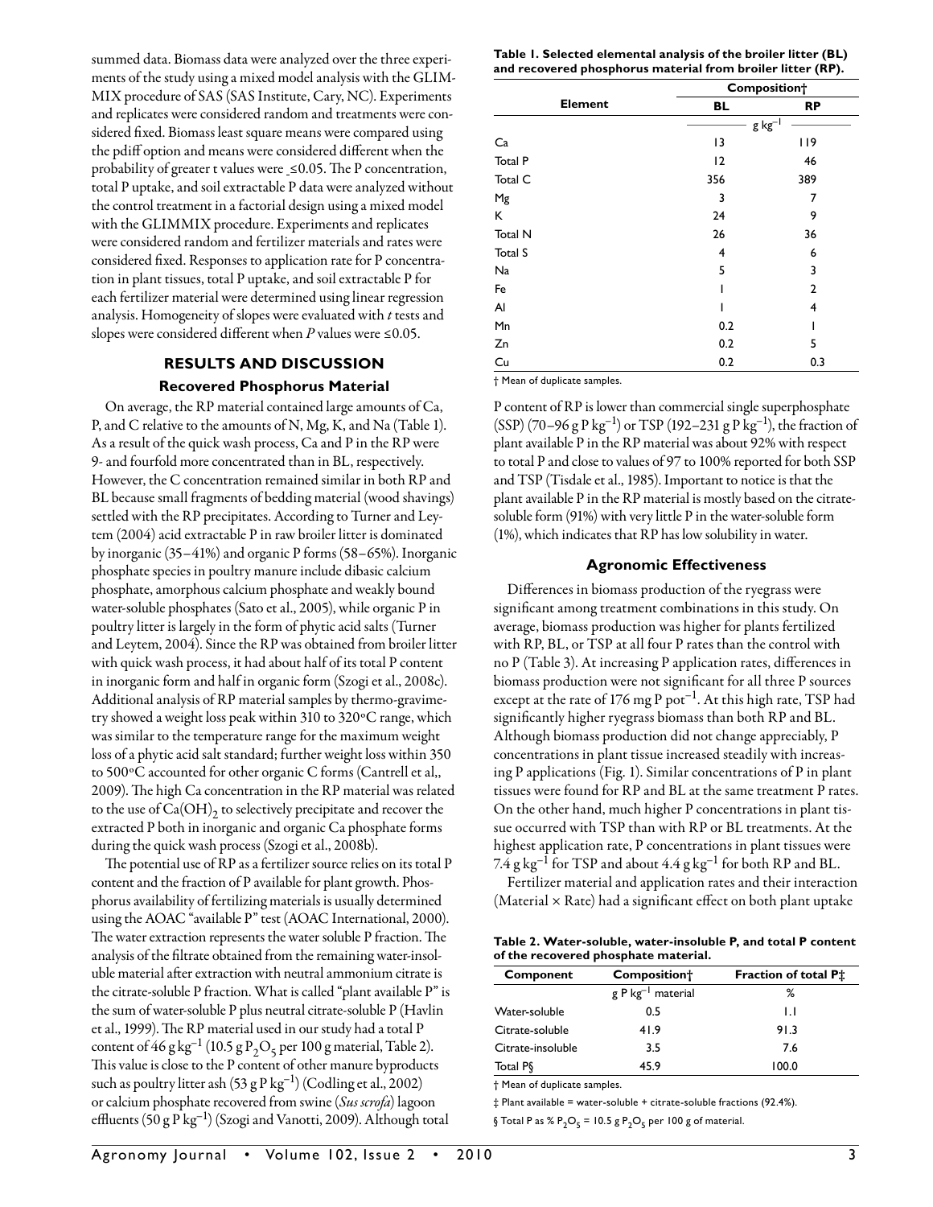summed data. Biomass data were analyzed over the three experiments of the study using a mixed model analysis with the GLIMMIX procedure of SAS (SAS Institute, Cary, NC). Experiments and replicates were considered random and treatments were considered fixed. Biomass least square means were compared using the pdiff option and means were considered different when the probability of greater t values were ≤0.05. The P concentration, total P uptake, and soil extractable P data were analyzed without the control treatment in a factorial design using a mixed model with the GLIMMIX procedure. Experiments and replicates were considered random and fertilizer materials and rates were considered fixed. Responses to application rate for P concentration in plant tissues, total P uptake, and soil extractable P for each fertilizer material were determined using linear regression analysis. Homogeneity of slopes were evaluated with *t* tests and slopes were considered different when *P* values were ≤0.05.

## RESULTS AND DISCUSSION

### Recovered Phosphorus Material

On average, the RP material contained large amounts of Ca, P, and C relative to the amounts of N, Mg, K, and Na (Table 1). As a result of the quick wash process, Ca and P in the RP were 9- and fourfold more concentrated than in BL, respectively. However, the C concentration remained similar in both RP and BL because small fragments of bedding material (wood shavings) settled with the RP precipitates. According to Turner and Leytem (2004) acid extractable P in raw broiler litter is dominated by inorganic (35–41%) and organic P forms (58–65%). Inorganic phosphate species in poultry manure include dibasic calcium phosphate, amorphous calcium phosphate and weakly bound water-soluble phosphates (Sato et al., 2005), while organic P in poultry litter is largely in the form of phytic acid salts (Turner and Leytem, 2004). Since the RP was obtained from broiler litter with quick wash process, it had about half of its total P content in inorganic form and half in organic form (Szogi et al., 2008c). Additional analysis of RP material samples by thermo-gravimetry showed a weight loss peak within 310 to 320°C range, which was similar to the temperature range for the maximum weight loss of a phytic acid salt standard; further weight loss within 350 to 500°C accounted for other organic C forms (Cantrell et al,, 2009). The high Ca concentration in the RP material was related to the use of $Ca(OH)_2$ to selectively precipitate and recover the extracted P both in inorganic and organic Ca phosphate forms during the quick wash process (Szogi et al., 2008b).

The potential use of RP as a fertilizer source relies on its total P content and the fraction of P available for plant growth. Phosphorus availability of fertilizing materials is usually determined using the AOAC "available P" test (AOAC International, 2000). The water extraction represents the water soluble P fraction. The analysis of the filtrate obtained from the remaining water-insoluble material after extraction with neutral ammonium citrate is the citrate-soluble P fraction. What is called "plant available P" is the sum of water-soluble P plus neutral citrate-soluble P (Havlin et al., 1999). The RP material used in our study had a total P content of 46 g $kg^{-1}$ (10.5 g $P_2O_5$ per 100 g material, Table 2). This value is close to the P content of other manure byproducts such as poultry litter ash (53 g P $kg^{-1}$) (Codling et al., 2002) or calcium phosphate recovered from swine (*Sus scrofa*) lagoon effluents (50 g P $kg^{-1}$) (Szogi and Vanotti, 2009). Although total P content of RP is lower than commercial single superphosphate (SSP) (70–96 g P $kg^{-1}$) or TSP (192–231 g P $kg^{-1}$), the fraction of plant available P in the RP material was about 92% with respect to total P and close to values of 97 to 100% reported for both SSP and TSP (Tisdale et al., 1985). Important to notice is that the plant available P in the RP material is mostly based on the citrate-soluble form (91%) with very little P in the water-soluble form (1%), which indicates that RP has low solubility in water.

**Table 1. Selected elemental analysis of the broiler litter (BL) and recovered phosphorus material from broiler litter (RP).**

| Element | Composition† | |
|---|---|---|
| | BL | RP |
| | g $kg^{-1}$ | |
| Ca | 13 | 119 |
| Total P | 12 | 46 |
| Total C | 356 | 389 |
| Mg | 3 | 7 |
| K | 24 | 9 |
| Total N | 26 | 36 |
| Total S | 4 | 6 |
| Na | 5 | 3 |
| Fe | 1 | 2 |
| Al | 1 | 4 |
| Mn | 0.2 | 1 |
| Zn | 0.2 | 5 |
| Cu | 0.2 | 0.3 |

† Mean of duplicate samples.

### Agronomic Effectiveness

Differences in biomass production of the ryegrass were significant among treatment combinations in this study. On average, biomass production was higher for plants fertilized with RP, BL, or TSP at all four P rates than the control with no P (Table 3). At increasing P application rates, differences in biomass production were not significant for all three P sources except at the rate of 176 mg P $pot^{-1}$. At this high rate, TSP had significantly higher ryegrass biomass than both RP and BL. Although biomass production did not change appreciably, P concentrations in plant tissue increased steadily with increasing P applications (Fig. 1). Similar concentrations of P in plant tissues were found for RP and BL at the same treatment P rates. On the other hand, much higher P concentrations in plant tissue occurred with TSP than with RP or BL treatments. At the highest application rate, P concentrations in plant tissues were 7.4 g $kg^{-1}$ for TSP and about 4.4 g $kg^{-1}$ for both RP and BL.

Fertilizer material and application rates and their interaction (Material × Rate) had a significant effect on both plant uptake

**Table 2. Water-soluble, water-insoluble P, and total P content of the recovered phosphate material.**

| Component | Composition† | Fraction of total P‡ |
|---|---|---|
| | g P $kg^{-1}$ material | % |
| Water-soluble | 0.5 | 1.1 |
| Citrate-soluble | 41.9 | 91.3 |
| Citrate-insoluble | 3.5 | 7.6 |
| Total P§ | 45.9 | 100.0 |

† Mean of duplicate samples.

‡ Plant available = water-soluble + citrate-soluble fractions (92.4%).

§ Total P as % $P_2O_5$ = 10.5 g $P_2O_5$ per 100 g of material.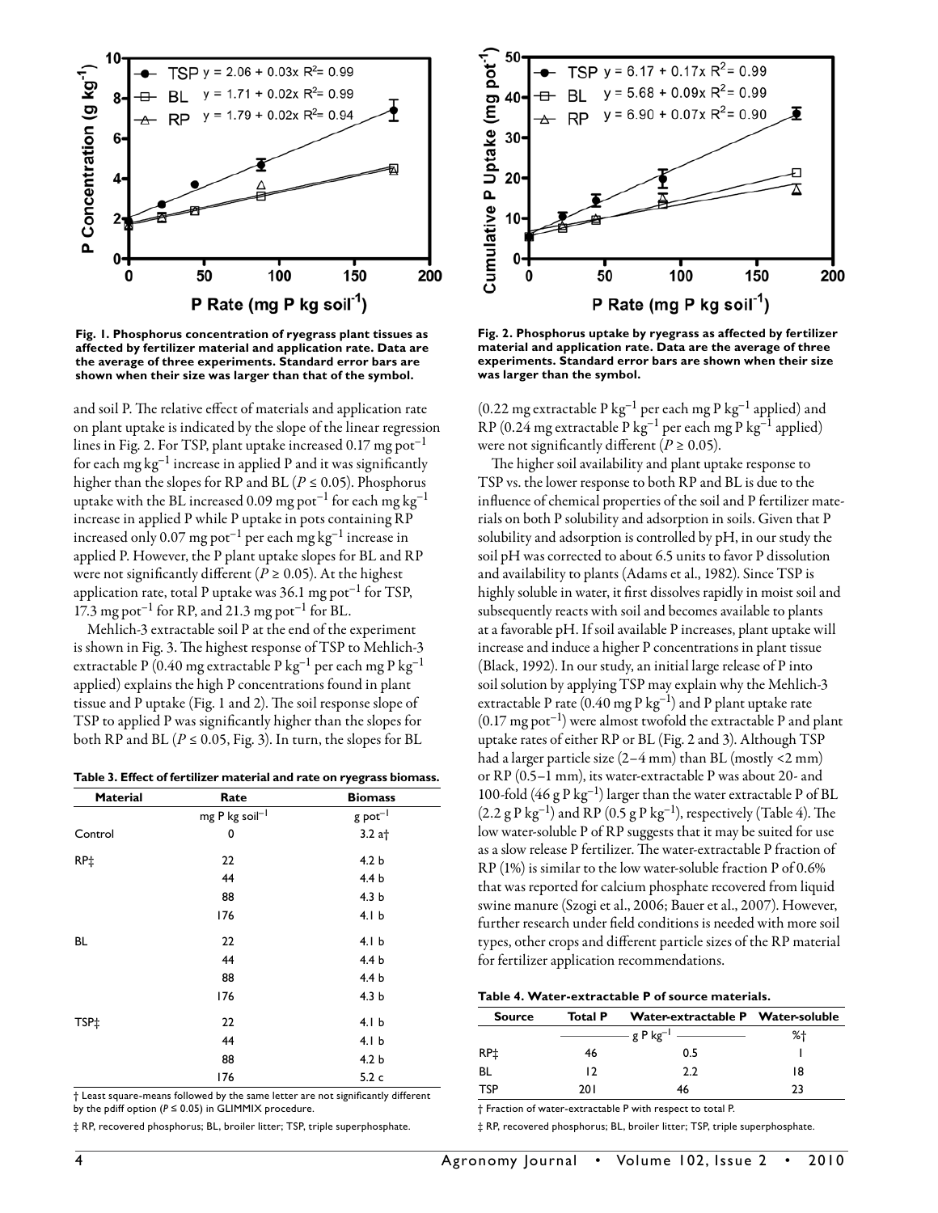Fig. 1. Phosphorus concentration of ryegrass plant tissues as affected by fertilizer material and application rate. Data are the average of three experiments. Standard error bars are shown when their size was larger than that of the symbol.

Fig. 2. Phosphorus uptake by ryegrass as affected by fertilizer material and application rate. Data are the average of three experiments. Standard error bars are shown when their size was larger than the symbol.

and soil P. The relative effect of materials and application rate on plant uptake is indicated by the slope of the linear regression lines in Fig. 2. For TSP, plant uptake increased 0.17 mg pot$^{-1}$ for each mg kg$^{-1}$ increase in applied P and it was significantly higher than the slopes for RP and BL ($P \leq 0.05$). Phosphorus uptake with the BL increased 0.09 mg pot$^{-1}$ for each mg kg$^{-1}$ increase in applied P while P uptake in pots containing RP increased only 0.07 mg pot$^{-1}$ per each mg kg$^{-1}$ increase in applied P. However, the P plant uptake slopes for BL and RP were not significantly different ($P \geq 0.05$). At the highest application rate, total P uptake was 36.1 mg pot$^{-1}$ for TSP, 17.3 mg pot$^{-1}$ for RP, and 21.3 mg pot$^{-1}$ for BL.

Mehlich-3 extractable soil P at the end of the experiment is shown in Fig. 3. The highest response of TSP to Mehlich-3 extractable P (0.40 mg extractable P kg$^{-1}$ per each mg P kg$^{-1}$ applied) explains the high P concentrations found in plant tissue and P uptake (Fig. 1 and 2). The soil response slope of TSP to applied P was significantly higher than the slopes for both RP and BL ($P \leq 0.05$, Fig. 3). In turn, the slopes for BL (0.22 mg extractable P kg$^{-1}$ per each mg P kg$^{-1}$ applied) and RP (0.24 mg extractable P kg$^{-1}$ per each mg P kg$^{-1}$ applied) were not significantly different ($P \geq 0.05$).

The higher soil availability and plant uptake response to TSP vs. the lower response to both RP and BL is due to the influence of chemical properties of the soil and P fertilizer materials on both P solubility and adsorption in soils. Given that P solubility and adsorption is controlled by pH, in our study the soil pH was corrected to about 6.5 units to favor P dissolution and availability to plants (Adams et al., 1982). Since TSP is highly soluble in water, it first dissolves rapidly in moist soil and subsequently reacts with soil and becomes available to plants at a favorable pH. If soil available P increases, plant uptake will increase and induce a higher P concentrations in plant tissue (Black, 1992). In our study, an initial large release of P into soil solution by applying TSP may explain why the Mehlich-3 extractable P rate (0.40 mg P kg$^{-1}$) and P plant uptake rate (0.17 mg pot$^{-1}$) were almost twofold the extractable P and plant uptake rates of either RP or BL (Fig. 2 and 3). Although TSP had a larger particle size (2–4 mm) than BL (mostly <2 mm) or RP (0.5–1 mm), its water-extractable P was about 20- and 100-fold (46 g P kg$^{-1}$) larger than the water extractable P of BL (2.2 g P kg$^{-1}$) and RP (0.5 g P kg$^{-1}$), respectively (Table 4). The low water-soluble P of RP suggests that it may be suited for use as a slow release P fertilizer. The water-extractable P fraction of RP (1%) is similar to the low water-soluble fraction P of 0.6% that was reported for calcium phosphate recovered from liquid swine manure (Szogi et al., 2006; Bauer et al., 2007). However, further research under field conditions is needed with more soil types, other crops and different particle sizes of the RP material for fertilizer application recommendations.

**Table 3. Effect of fertilizer material and rate on ryegrass biomass.**

| Material | Rate | Biomass |
|---|---|---|
| | mg P kg soil$^{-1}$ | g pot$^{-1}$ |
| Control | 0 | 3.2 a† |
| RP‡ | 22 | 4.2 b |
| | 44 | 4.4 b |
| | 88 | 4.3 b |
| | 176 | 4.1 b |
| BL | 22 | 4.1 b |
| | 44 | 4.4 b |
| | 88 | 4.4 b |
| | 176 | 4.3 b |
| TSP‡ | 22 | 4.1 b |
| | 44 | 4.1 b |
| | 88 | 4.2 b |
| | 176 | 5.2 c |

† Least square-means followed by the same letter are not significantly different by the pdiff option ($P \leq 0.05$) in GLIMMIX procedure.

‡ RP, recovered phosphorus; BL, broiler litter; TSP, triple superphosphate.

**Table 4. Water-extractable P of source materials.**

| Source | Total P | Water-extractable P | Water-soluble |
|---|---|---|---|
| | g P kg$^{-1}$ | | %† |
| RP‡ | 46 | 0.5 | 1 |
| BL | 12 | 2.2 | 18 |
| TSP | 201 | 46 | 23 |

† Fraction of water-extractable P with respect to total P.

‡ RP, recovered phosphorus; BL, broiler litter; TSP, triple superphosphate.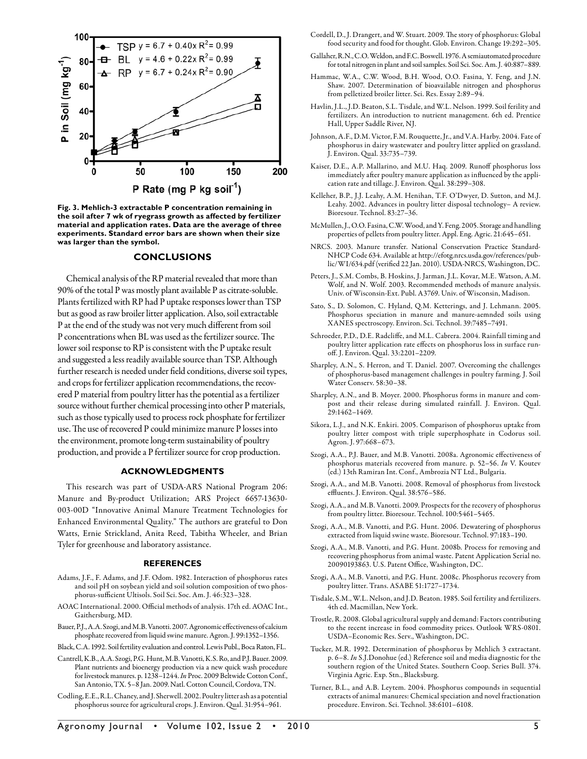100
80
60
40
20
0
0 50 100 150 200

TSP $y = 6.7 + 0.40x$ $R^2 = 0.99$

BL $y = 4.6 + 0.22x$ $R^2 = 0.99$

RP $y = 6.7 + 0.24x$ $R^2 = 0.90$

P in Soil (mg kg$^{-1}$)

P Rate (mg P kg soil$^{-1}$)

**Fig. 3. Mehlich-3 extractable P concentration remaining in the soil after 7 wk of ryegrass growth as affected by fertilizer material and application rates. Data are the average of three experiments. Standard error bars are shown when their size was larger than the symbol.**

## CONCLUSIONS

Chemical analysis of the RP material revealed that more than 90% of the total P was mostly plant available P as citrate-soluble. Plants fertilized with RP had P uptake responses lower than TSP but as good as raw broiler litter application. Also, soil extractable P at the end of the study was not very much different from soil P concentrations when BL was used as the fertilizer source. The lower soil response to RP is consistent with the P uptake result and suggested a less readily available source than TSP. Although further research is needed under field conditions, diverse soil types, and crops for fertilizer application recommendations, the recovered P material from poultry litter has the potential as a fertilizer source without further chemical processing into other P materials, such as those typically used to process rock phosphate for fertilizer use. The use of recovered P could minimize manure P losses into the environment, promote long-term sustainability of poultry production, and provide a P fertilizer source for crop production.

### ACKNOWLEDGMENTS

This research was part of USDA-ARS National Program 206: Manure and By-product Utilization; ARS Project 6657-13630-003-00D "Innovative Animal Manure Treatment Technologies for Enhanced Environmental Quality." The authors are grateful to Don Watts, Ernie Strickland, Anita Reed, Tabitha Wheeler, and Brian Tyler for greenhouse and laboratory assistance.

### REFERENCES

Adams, J.F., F. Adams, and J.F. Odom. 1982. Interaction of phosphorus rates and soil pH on soybean yield and soil solution composition of two phosphorus-sufficient Ultisols. Soil Sci. Soc. Am. J. 46:323–328.

AOAC International. 2000. Official methods of analysis. 17th ed. AOAC Int., Gaithersburg, MD.

Bauer, P.J., A.A. Szogi, and M.B. Vanotti. 2007. Agronomic effectiveness of calcium phosphate recovered from liquid swine manure. Agron. J. 99:1352–1356.

Black, C.A. 1992. Soil fertility evaluation and control. Lewis Publ., Boca Raton, FL.

Cantrell, K.B., A.A. Szogi, P.G. Hunt, M.B. Vanotti, K.S. Ro, and P.J. Bauer. 2009. Plant nutrients and bioenergy production via a new quick wash procedure for livestock manures. p. 1238–1244. *In* Proc. 2009 Beltwide Cotton Conf., San Antonio, TX. 5–8 Jan. 2009. Natl. Cotton Council, Cordova, TN.

Codling, E.E., R.L. Chaney, and J. Sherwell. 2002. Poultry litter ash as a potential phosphorus source for agricultural crops. J. Environ. Qual. 31:954–961.

Cordell, D., J. Drangert, and W. Stuart. 2009. The story of phosphorus: Global food security and food for thought. Glob. Environ. Change 19:292–305.

Gallaher, R.N., C.O. Weldon, and F.C. Boswell. 1976. A semiautomated procedure for total nitrogen in plant and soil samples. Soil Sci. Soc. Am. J. 40:887–889.

Hammac, W.A., C.W. Wood, B.H. Wood, O.O. Fasina, Y. Feng, and J.N. Shaw. 2007. Determination of bioavailable nitrogen and phosphorus from pelletized broiler litter. Sci. Res. Essay 2:89–94.

Havlin, J.L., J.D. Beaton, S.L. Tisdale, and W.L. Nelson. 1999. Soil ferility and fertilizers. An introduction to nutrient management. 6th ed. Prentice Hall, Upper Saddle River, NJ.

Johnson, A.F., D.M. Victor, F.M. Rouquette, Jr., and V.A. Harby. 2004. Fate of phosphorus in dairy wastewater and poultry litter applied on grassland. J. Environ. Qual. 33:735–739.

Kaiser, D.E., A.P. Mallarino, and M.U. Haq. 2009. Runoff phosphorus loss immediately after poultry manure application as influenced by the application rate and tillage. J. Environ. Qual. 38:299–308.

Kelleher, B.P., J.J. Leahy, A.M. Henihan, T.F. O'Dwyer, D. Sutton, and M.J. Leahy. 2002. Advances in poultry litter disposal technology– A review. Bioresour. Technol. 83:27–36.

McMullen, J., O.O. Fasina, C.W. Wood, and Y. Feng. 2005. Storage and handling properties of pellets from poultry litter. Appl. Eng. Agric. 21:645–651.

NRCS. 2003. Manure transfer. National Conservation Practice Standard-NHCP Code 634. Available at http://efotg.nrcs.usda.gov/references/public/WI/634.pdf (verified 22 Jan. 2010). USDA-NRCS, Washington, DC.

Peters, J., S.M. Combs, B. Hoskins, J. Jarman, J.L. Kovar, M.E. Watson, A.M. Wolf, and N. Wolf. 2003. Recommended methods of manure analysis. Univ. of Wisconsin-Ext. Publ. A3769. Univ. of Wisconsin, Madison.

Sato, S., D. Solomon, C. Hyland, Q.M. Ketterings, and J. Lehmann. 2005. Phosphorus speciation in manure and manure-aemnded soils using XANES spectroscopy. Environ. Sci. Technol. 39:7485–7491.

Schroeder, P.D., D.E. Radcliffe, and M.L. Cabrera. 2004. Rainfall timing and poultry litter application rate effects on phosphorus loss in surface runoff. J. Environ. Qual. 33:2201–2209.

Sharpley, A.N., S. Herron, and T. Daniel. 2007. Overcoming the challenges of phosphorus-based management challenges in poultry farming. J. Soil Water Conserv. 58:30–38.

Sharpley, A.N., and B. Moyer. 2000. Phosphorus forms in manure and compost and their release during simulated rainfall. J. Environ. Qual. 29:1462–1469.

Sikora, L.J., and N.K. Enkiri. 2005. Comparison of phosphorus uptake from poultry litter compost with triple superphosphate in Codorus soil. Agron. J. 97:668–673.

Szogi, A.A., P.J. Bauer, and M.B. Vanotti. 2008a. Agronomic effectiveness of phosphorus materials recovered from manure. p. 52–56. *In* V. Koutev (ed.) 13th Ramiran Int. Conf., Ambrozia NT Ltd., Bulgaria.

Szogi, A.A., and M.B. Vanotti. 2008. Removal of phosphorus from livestock effluents. J. Environ. Qual. 38:576–586.

Szogi, A.A., and M.B. Vanotti. 2009. Prospects for the recovery of phosphorus from poultry litter. Bioresour. Technol. 100:5461–5465.

Szogi, A.A., M.B. Vanotti, and P.G. Hunt. 2006. Dewatering of phosphorus extracted from liquid swine waste. Bioresour. Technol. 97:183–190.

Szogi, A.A., M.B. Vanotti, and P.G. Hunt. 2008b. Process for removing and recovering phosphorus from animal waste. Patent Application Serial no. 20090193863. U.S. Patent Office, Washington, DC.

Szogi, A.A., M.B. Vanotti, and P.G. Hunt. 2008c. Phosphorus recovery from poultry litter. Trans. ASABE 51:1727–1734.

Tisdale, S.M., W.L. Nelson, and J.D. Beaton. 1985. Soil fertility and fertilizers. 4th ed. Macmillan, New York.

Trostle, R. 2008. Global agricultural supply and demand: Factors contributing to the recent increase in food commodity prices. Outlook WRS-0801. USDA–Economic Res. Serv., Washington, DC.

Tucker, M.R. 1992. Determination of phosphorus by Mehlich 3 extractant. p. 6–8. *In* S.J.Donohue (ed.) Reference soil and media diagnostic for the southern region of the United States. Southern Coop. Series Bull. 374. Virginia Agric. Exp. Stn., Blacksburg.

Turner, B.L., and A.B. Leytem. 2004. Phosphorus compounds in sequential extracts of animal manures: Chemical speciation and novel fractionation procedure. Environ. Sci. Technol. 38:6101–6108.